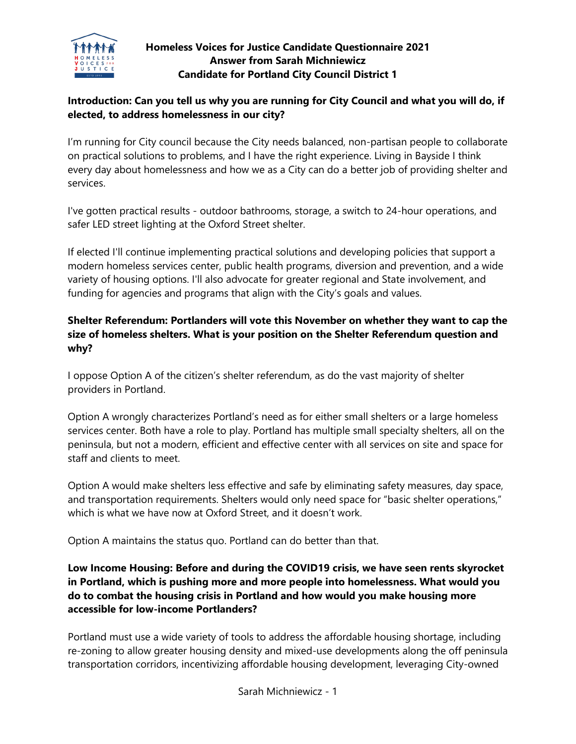# Homeless Voices for Justice Candidate Questionnaire 2021
## Answer from Sarah Michniewicz
## Candidate for Portland City Council District 1

**Introduction: Can you tell us why you are running for City Council and what you will do, if elected, to address homelessness in our city?**

I'm running for City council because the City needs balanced, non-partisan people to collaborate on practical solutions to problems, and I have the right experience. Living in Bayside I think every day about homelessness and how we as a City can do a better job of providing shelter and services.

I've gotten practical results - outdoor bathrooms, storage, a switch to 24-hour operations, and safer LED street lighting at the Oxford Street shelter.

If elected I'll continue implementing practical solutions and developing policies that support a modern homeless services center, public health programs, diversion and prevention, and a wide variety of housing options. I'll also advocate for greater regional and State involvement, and funding for agencies and programs that align with the City's goals and values.

**Shelter Referendum: Portlanders will vote this November on whether they want to cap the size of homeless shelters. What is your position on the Shelter Referendum question and why?**

I oppose Option A of the citizen's shelter referendum, as do the vast majority of shelter providers in Portland.

Option A wrongly characterizes Portland's need as for either small shelters or a large homeless services center. Both have a role to play. Portland has multiple small specialty shelters, all on the peninsula, but not a modern, efficient and effective center with all services on site and space for staff and clients to meet.

Option A would make shelters less effective and safe by eliminating safety measures, day space, and transportation requirements. Shelters would only need space for "basic shelter operations," which is what we have now at Oxford Street, and it doesn't work.

Option A maintains the status quo. Portland can do better than that.

**Low Income Housing: Before and during the COVID19 crisis, we have seen rents skyrocket in Portland, which is pushing more and more people into homelessness. What would you do to combat the housing crisis in Portland and how would you make housing more accessible for low-income Portlanders?**

Portland must use a wide variety of tools to address the affordable housing shortage, including re-zoning to allow greater housing density and mixed-use developments along the off peninsula transportation corridors, incentivizing affordable housing development, leveraging City-owned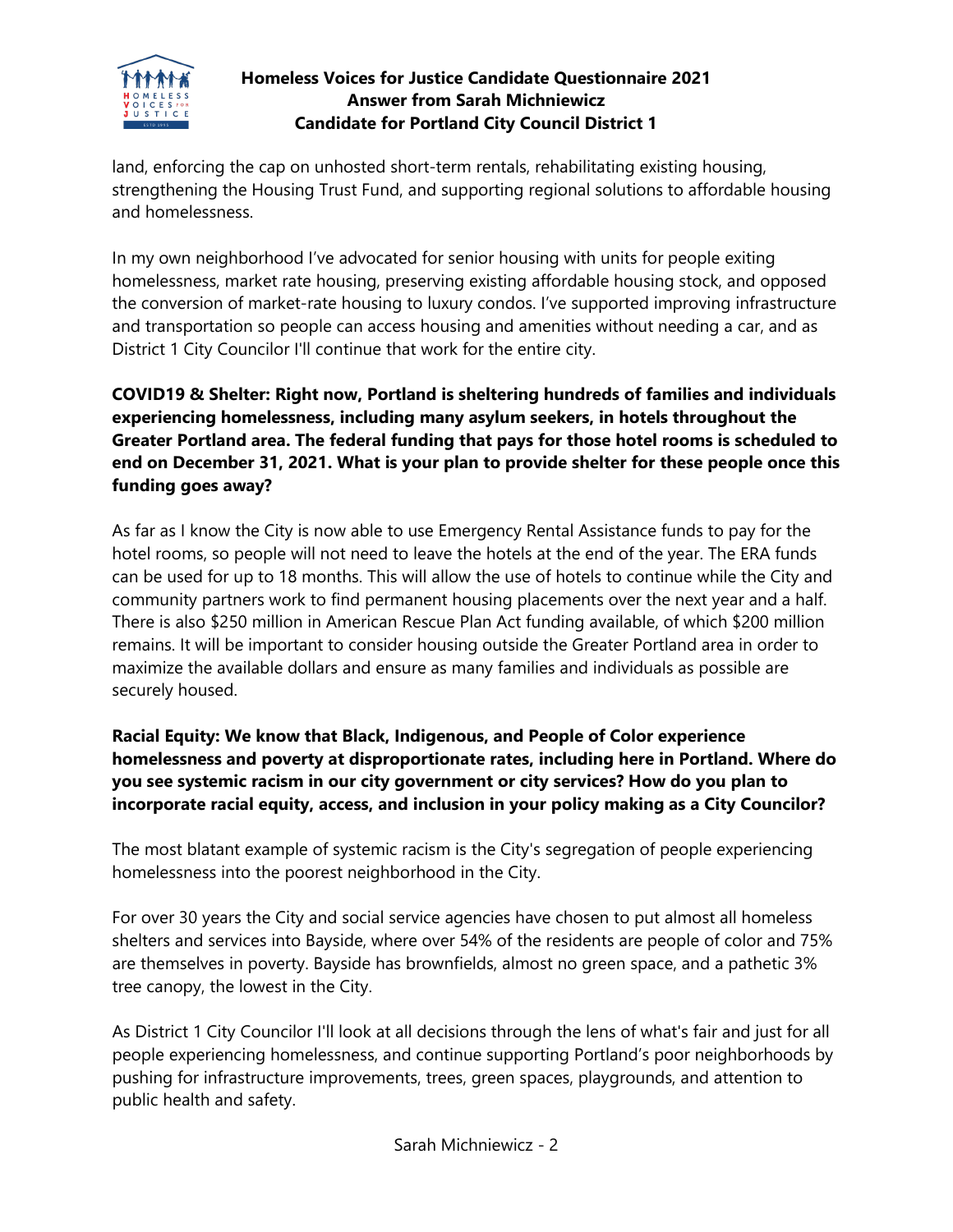land, enforcing the cap on unhosted short-term rentals, rehabilitating existing housing, strengthening the Housing Trust Fund, and supporting regional solutions to affordable housing and homelessness.

In my own neighborhood I've advocated for senior housing with units for people exiting homelessness, market rate housing, preserving existing affordable housing stock, and opposed the conversion of market-rate housing to luxury condos. I've supported improving infrastructure and transportation so people can access housing and amenities without needing a car, and as District 1 City Councilor I'll continue that work for the entire city.

**COVID19 & Shelter: Right now, Portland is sheltering hundreds of families and individuals experiencing homelessness, including many asylum seekers, in hotels throughout the Greater Portland area. The federal funding that pays for those hotel rooms is scheduled to end on December 31, 2021. What is your plan to provide shelter for these people once this funding goes away?**

As far as I know the City is now able to use Emergency Rental Assistance funds to pay for the hotel rooms, so people will not need to leave the hotels at the end of the year. The ERA funds can be used for up to 18 months. This will allow the use of hotels to continue while the City and community partners work to find permanent housing placements over the next year and a half. There is also $250 million in American Rescue Plan Act funding available, of which $200 million remains. It will be important to consider housing outside the Greater Portland area in order to maximize the available dollars and ensure as many families and individuals as possible are securely housed.

**Racial Equity: We know that Black, Indigenous, and People of Color experience homelessness and poverty at disproportionate rates, including here in Portland. Where do you see systemic racism in our city government or city services? How do you plan to incorporate racial equity, access, and inclusion in your policy making as a City Councilor?**

The most blatant example of systemic racism is the City's segregation of people experiencing homelessness into the poorest neighborhood in the City.

For over 30 years the City and social service agencies have chosen to put almost all homeless shelters and services into Bayside, where over 54% of the residents are people of color and 75% are themselves in poverty. Bayside has brownfields, almost no green space, and a pathetic 3% tree canopy, the lowest in the City.

As District 1 City Councilor I'll look at all decisions through the lens of what's fair and just for all people experiencing homelessness, and continue supporting Portland's poor neighborhoods by pushing for infrastructure improvements, trees, green spaces, playgrounds, and attention to public health and safety.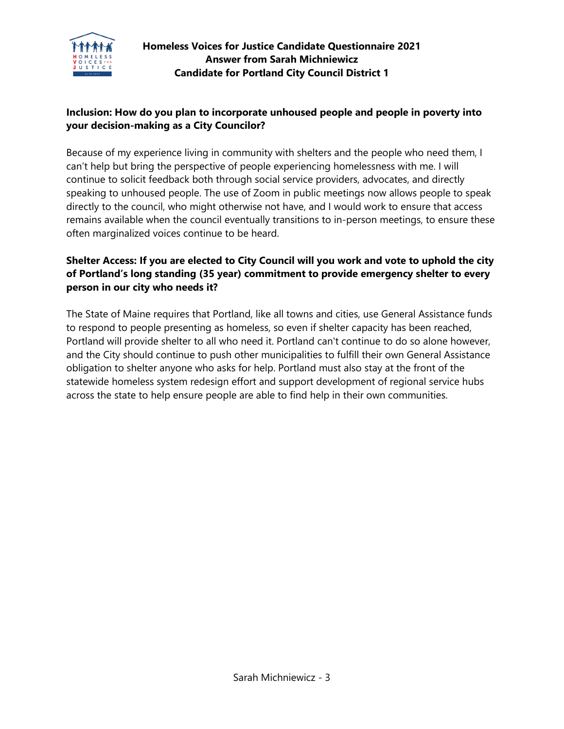**Homeless Voices for Justice Candidate Questionnaire 2021**
**Answer from Sarah Michniewicz**
**Candidate for Portland City Council District 1**

**Inclusion: How do you plan to incorporate unhoused people and people in poverty into your decision-making as a City Councilor?**

Because of my experience living in community with shelters and the people who need them, I can't help but bring the perspective of people experiencing homelessness with me. I will continue to solicit feedback both through social service providers, advocates, and directly speaking to unhoused people. The use of Zoom in public meetings now allows people to speak directly to the council, who might otherwise not have, and I would work to ensure that access remains available when the council eventually transitions to in-person meetings, to ensure these often marginalized voices continue to be heard.

**Shelter Access: If you are elected to City Council will you work and vote to uphold the city of Portland's long standing (35 year) commitment to provide emergency shelter to every person in our city who needs it?**

The State of Maine requires that Portland, like all towns and cities, use General Assistance funds to respond to people presenting as homeless, so even if shelter capacity has been reached, Portland will provide shelter to all who need it. Portland can't continue to do so alone however, and the City should continue to push other municipalities to fulfill their own General Assistance obligation to shelter anyone who asks for help. Portland must also stay at the front of the statewide homeless system redesign effort and support development of regional service hubs across the state to help ensure people are able to find help in their own communities.